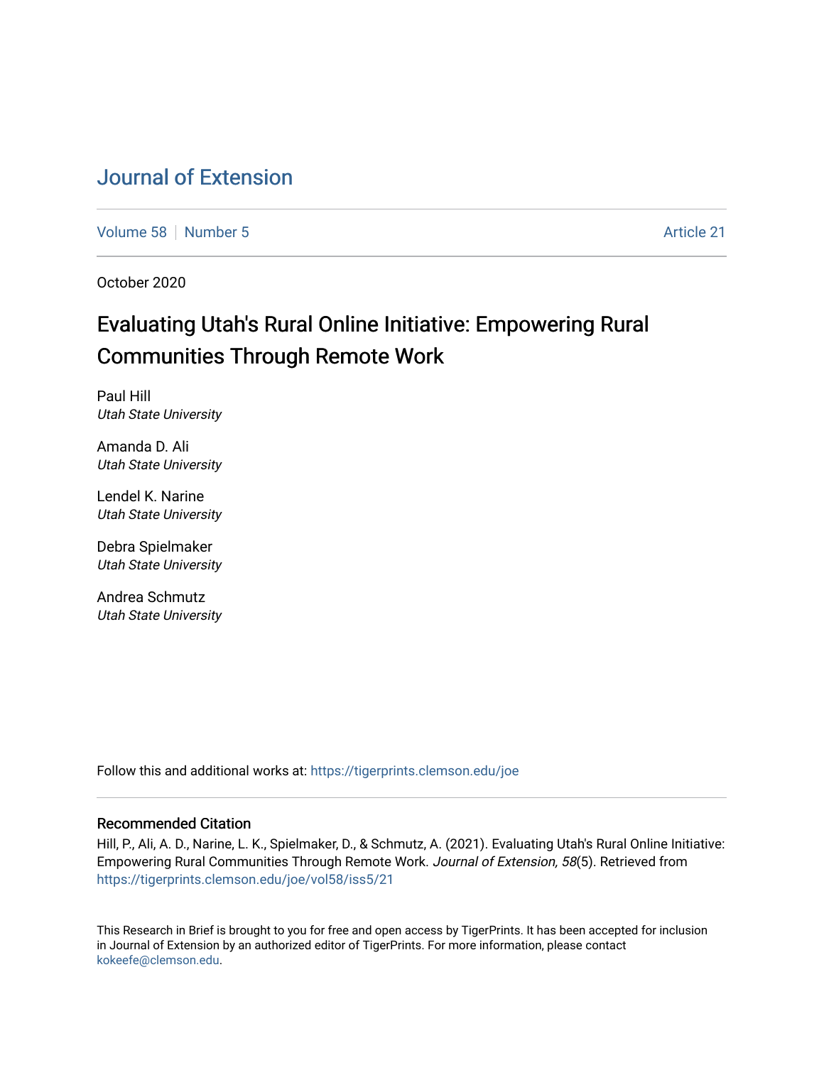# Journal of Extension

Volume 58 | Number 5 Article 21

October 2020

## Evaluating Utah's Rural Online Initiative: Empowering Rural Communities Through Remote Work

Paul Hill
*Utah State University*

Amanda D. Ali
*Utah State University*

Lendel K. Narine
*Utah State University*

Debra Spielmaker
*Utah State University*

Andrea Schmutz
*Utah State University*

Follow this and additional works at: https://tigerprints.clemson.edu/joe

### Recommended Citation

Hill, P., Ali, A. D., Narine, L. K., Spielmaker, D., & Schmutz, A. (2021). Evaluating Utah's Rural Online Initiative: Empowering Rural Communities Through Remote Work. *Journal of Extension, 58*(5). Retrieved from https://tigerprints.clemson.edu/joe/vol58/iss5/21

This Research in Brief is brought to you for free and open access by TigerPrints. It has been accepted for inclusion in Journal of Extension by an authorized editor of TigerPrints. For more information, please contact kokeefe@clemson.edu.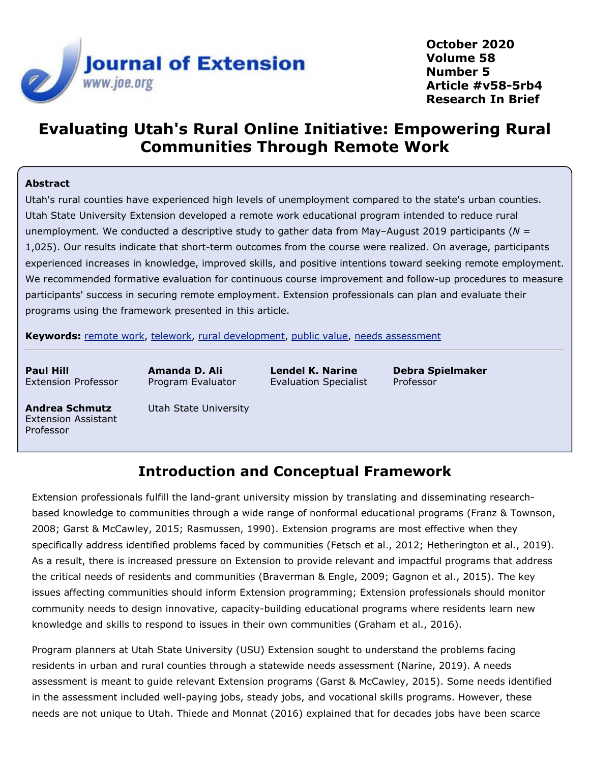# Evaluating Utah's Rural Online Initiative: Empowering Rural Communities Through Remote Work

**Abstract**

Utah's rural counties have experienced high levels of unemployment compared to the state's urban counties. Utah State University Extension developed a remote work educational program intended to reduce rural unemployment. We conducted a descriptive study to gather data from May–August 2019 participants (*N* = 1,025). Our results indicate that short-term outcomes from the course were realized. On average, participants experienced increases in knowledge, improved skills, and positive intentions toward seeking remote employment. We recommended formative evaluation for continuous course improvement and follow-up procedures to measure participants' success in securing remote employment. Extension professionals can plan and evaluate their programs using the framework presented in this article.

**Keywords:** remote work, telework, rural development, public value, needs assessment

**Paul Hill**
Extension Professor

**Amanda D. Ali**
Program Evaluator

**Lendel K. Narine**
Evaluation Specialist

**Debra Spielmaker**
Professor

**Andrea Schmutz**
Extension Assistant Professor

Utah State University

## Introduction and Conceptual Framework

Extension professionals fulfill the land-grant university mission by translating and disseminating research-based knowledge to communities through a wide range of nonformal educational programs (Franz & Townson, 2008; Garst & McCawley, 2015; Rasmussen, 1990). Extension programs are most effective when they specifically address identified problems faced by communities (Fetsch et al., 2012; Hetherington et al., 2019). As a result, there is increased pressure on Extension to provide relevant and impactful programs that address the critical needs of residents and communities (Braverman & Engle, 2009; Gagnon et al., 2015). The key issues affecting communities should inform Extension programming; Extension professionals should monitor community needs to design innovative, capacity-building educational programs where residents learn new knowledge and skills to respond to issues in their own communities (Graham et al., 2016).

Program planners at Utah State University (USU) Extension sought to understand the problems facing residents in urban and rural counties through a statewide needs assessment (Narine, 2019). A needs assessment is meant to guide relevant Extension programs (Garst & McCawley, 2015). Some needs identified in the assessment included well-paying jobs, steady jobs, and vocational skills programs. However, these needs are not unique to Utah. Thiede and Monnat (2016) explained that for decades jobs have been scarce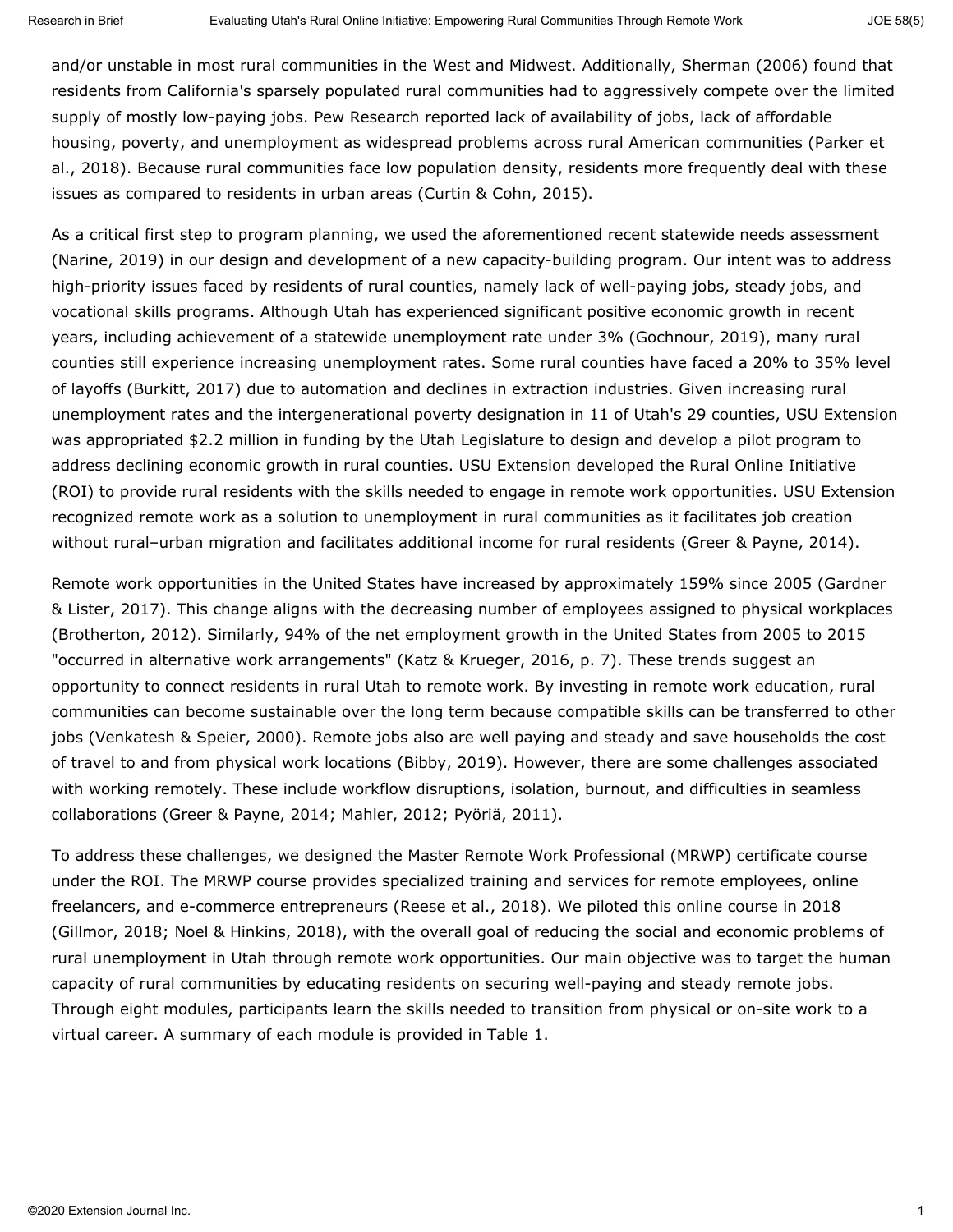and/or unstable in most rural communities in the West and Midwest. Additionally, Sherman (2006) found that residents from California's sparsely populated rural communities had to aggressively compete over the limited supply of mostly low-paying jobs. Pew Research reported lack of availability of jobs, lack of affordable housing, poverty, and unemployment as widespread problems across rural American communities (Parker et al., 2018). Because rural communities face low population density, residents more frequently deal with these issues as compared to residents in urban areas (Curtin & Cohn, 2015).

As a critical first step to program planning, we used the aforementioned recent statewide needs assessment (Narine, 2019) in our design and development of a new capacity-building program. Our intent was to address high-priority issues faced by residents of rural counties, namely lack of well-paying jobs, steady jobs, and vocational skills programs. Although Utah has experienced significant positive economic growth in recent years, including achievement of a statewide unemployment rate under 3% (Gochnour, 2019), many rural counties still experience increasing unemployment rates. Some rural counties have faced a 20% to 35% level of layoffs (Burkitt, 2017) due to automation and declines in extraction industries. Given increasing rural unemployment rates and the intergenerational poverty designation in 11 of Utah's 29 counties, USU Extension was appropriated $2.2 million in funding by the Utah Legislature to design and develop a pilot program to address declining economic growth in rural counties. USU Extension developed the Rural Online Initiative (ROI) to provide rural residents with the skills needed to engage in remote work opportunities. USU Extension recognized remote work as a solution to unemployment in rural communities as it facilitates job creation without rural–urban migration and facilitates additional income for rural residents (Greer & Payne, 2014).

Remote work opportunities in the United States have increased by approximately 159% since 2005 (Gardner & Lister, 2017). This change aligns with the decreasing number of employees assigned to physical workplaces (Brotherton, 2012). Similarly, 94% of the net employment growth in the United States from 2005 to 2015 "occurred in alternative work arrangements" (Katz & Krueger, 2016, p. 7). These trends suggest an opportunity to connect residents in rural Utah to remote work. By investing in remote work education, rural communities can become sustainable over the long term because compatible skills can be transferred to other jobs (Venkatesh & Speier, 2000). Remote jobs also are well paying and steady and save households the cost of travel to and from physical work locations (Bibby, 2019). However, there are some challenges associated with working remotely. These include workflow disruptions, isolation, burnout, and difficulties in seamless collaborations (Greer & Payne, 2014; Mahler, 2012; Pyöriä, 2011).

To address these challenges, we designed the Master Remote Work Professional (MRWP) certificate course under the ROI. The MRWP course provides specialized training and services for remote employees, online freelancers, and e-commerce entrepreneurs (Reese et al., 2018). We piloted this online course in 2018 (Gillmor, 2018; Noel & Hinkins, 2018), with the overall goal of reducing the social and economic problems of rural unemployment in Utah through remote work opportunities. Our main objective was to target the human capacity of rural communities by educating residents on securing well-paying and steady remote jobs. Through eight modules, participants learn the skills needed to transition from physical or on-site work to a virtual career. A summary of each module is provided in Table 1.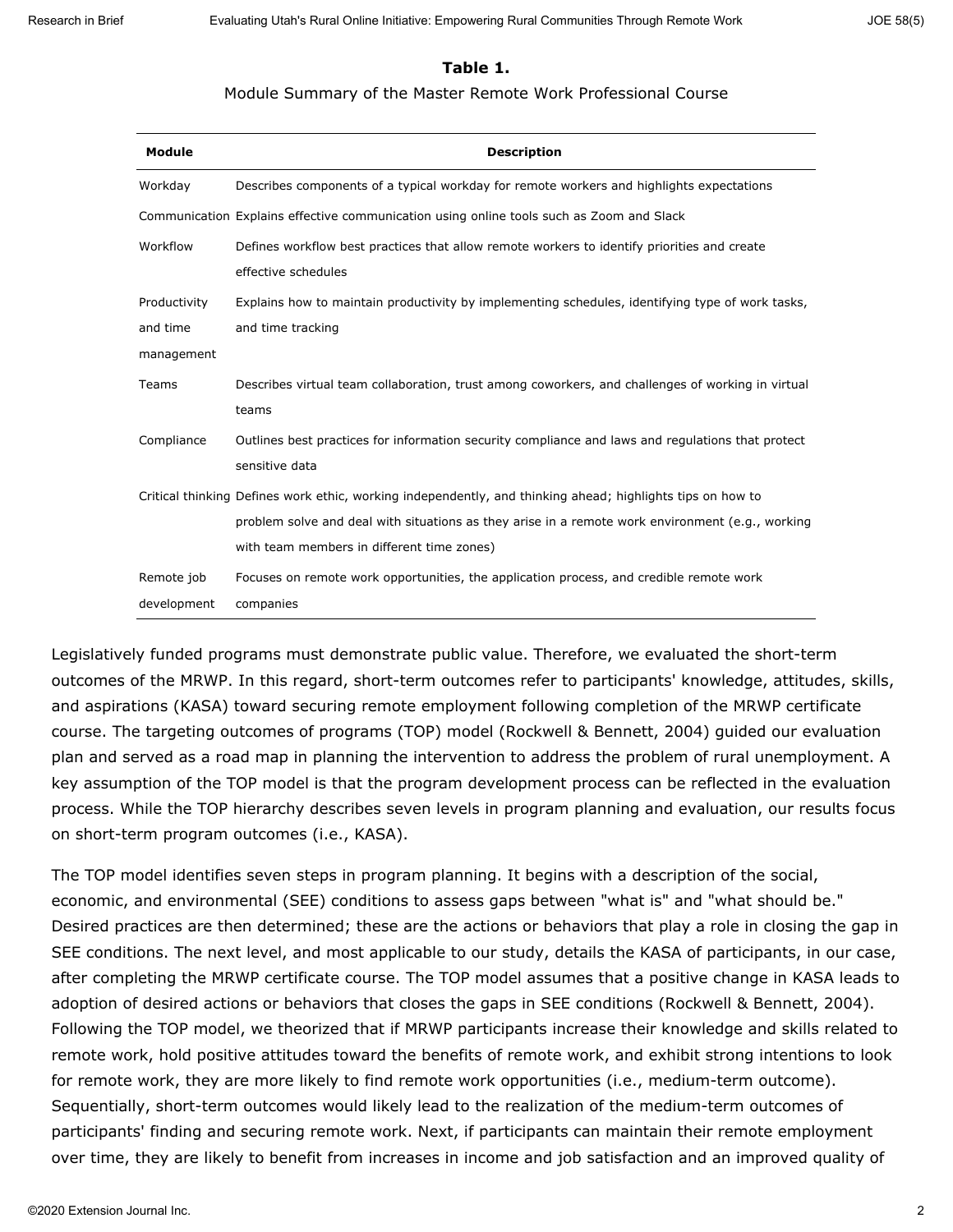**Table 1.**

Module Summary of the Master Remote Work Professional Course

| Module | Description |
|---|---|
| Workday | Describes components of a typical workday for remote workers and highlights expectations |
| Communication | Explains effective communication using online tools such as Zoom and Slack |
| Workflow | Defines workflow best practices that allow remote workers to identify priorities and create effective schedules |
| Productivity and time management | Explains how to maintain productivity by implementing schedules, identifying type of work tasks, and time tracking |
| Teams | Describes virtual team collaboration, trust among coworkers, and challenges of working in virtual teams |
| Compliance | Outlines best practices for information security compliance and laws and regulations that protect sensitive data |
| Critical thinking | Defines work ethic, working independently, and thinking ahead; highlights tips on how to problem solve and deal with situations as they arise in a remote work environment (e.g., working with team members in different time zones) |
| Remote job development | Focuses on remote work opportunities, the application process, and credible remote work companies |

Legislatively funded programs must demonstrate public value. Therefore, we evaluated the short-term outcomes of the MRWP. In this regard, short-term outcomes refer to participants' knowledge, attitudes, skills, and aspirations (KASA) toward securing remote employment following completion of the MRWP certificate course. The targeting outcomes of programs (TOP) model (Rockwell & Bennett, 2004) guided our evaluation plan and served as a road map in planning the intervention to address the problem of rural unemployment. A key assumption of the TOP model is that the program development process can be reflected in the evaluation process. While the TOP hierarchy describes seven levels in program planning and evaluation, our results focus on short-term program outcomes (i.e., KASA).

The TOP model identifies seven steps in program planning. It begins with a description of the social, economic, and environmental (SEE) conditions to assess gaps between "what is" and "what should be." Desired practices are then determined; these are the actions or behaviors that play a role in closing the gap in SEE conditions. The next level, and most applicable to our study, details the KASA of participants, in our case, after completing the MRWP certificate course. The TOP model assumes that a positive change in KASA leads to adoption of desired actions or behaviors that closes the gaps in SEE conditions (Rockwell & Bennett, 2004). Following the TOP model, we theorized that if MRWP participants increase their knowledge and skills related to remote work, hold positive attitudes toward the benefits of remote work, and exhibit strong intentions to look for remote work, they are more likely to find remote work opportunities (i.e., medium-term outcome). Sequentially, short-term outcomes would likely lead to the realization of the medium-term outcomes of participants' finding and securing remote work. Next, if participants can maintain their remote employment over time, they are likely to benefit from increases in income and job satisfaction and an improved quality of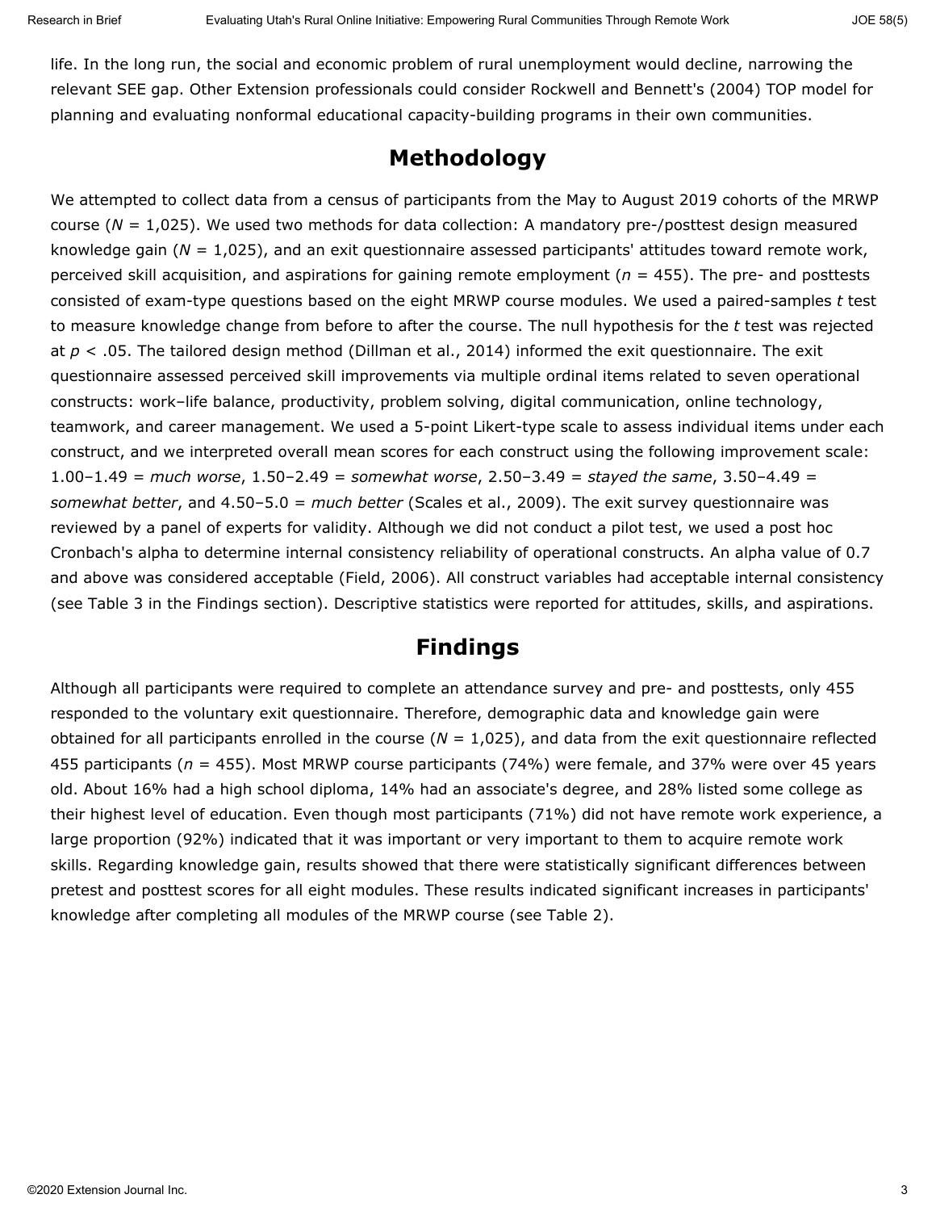life. In the long run, the social and economic problem of rural unemployment would decline, narrowing the relevant SEE gap. Other Extension professionals could consider Rockwell and Bennett's (2004) TOP model for planning and evaluating nonformal educational capacity-building programs in their own communities.

## Methodology

We attempted to collect data from a census of participants from the May to August 2019 cohorts of the MRWP course ($N = 1{,}025$). We used two methods for data collection: A mandatory pre-/posttest design measured knowledge gain ($N = 1{,}025$), and an exit questionnaire assessed participants' attitudes toward remote work, perceived skill acquisition, and aspirations for gaining remote employment ($n = 455$). The pre- and posttests consisted of exam-type questions based on the eight MRWP course modules. We used a paired-samples *t* test to measure knowledge change from before to after the course. The null hypothesis for the *t* test was rejected at $p < .05$. The tailored design method (Dillman et al., 2014) informed the exit questionnaire. The exit questionnaire assessed perceived skill improvements via multiple ordinal items related to seven operational constructs: work–life balance, productivity, problem solving, digital communication, online technology, teamwork, and career management. We used a 5-point Likert-type scale to assess individual items under each construct, and we interpreted overall mean scores for each construct using the following improvement scale: 1.00–1.49 = *much worse*, 1.50–2.49 = *somewhat worse*, 2.50–3.49 = *stayed the same*, 3.50–4.49 = *somewhat better*, and 4.50–5.0 = *much better* (Scales et al., 2009). The exit survey questionnaire was reviewed by a panel of experts for validity. Although we did not conduct a pilot test, we used a post hoc Cronbach's alpha to determine internal consistency reliability of operational constructs. An alpha value of 0.7 and above was considered acceptable (Field, 2006). All construct variables had acceptable internal consistency (see Table 3 in the Findings section). Descriptive statistics were reported for attitudes, skills, and aspirations.

## Findings

Although all participants were required to complete an attendance survey and pre- and posttests, only 455 responded to the voluntary exit questionnaire. Therefore, demographic data and knowledge gain were obtained for all participants enrolled in the course ($N = 1{,}025$), and data from the exit questionnaire reflected 455 participants ($n = 455$). Most MRWP course participants (74%) were female, and 37% were over 45 years old. About 16% had a high school diploma, 14% had an associate's degree, and 28% listed some college as their highest level of education. Even though most participants (71%) did not have remote work experience, a large proportion (92%) indicated that it was important or very important to them to acquire remote work skills. Regarding knowledge gain, results showed that there were statistically significant differences between pretest and posttest scores for all eight modules. These results indicated significant increases in participants' knowledge after completing all modules of the MRWP course (see Table 2).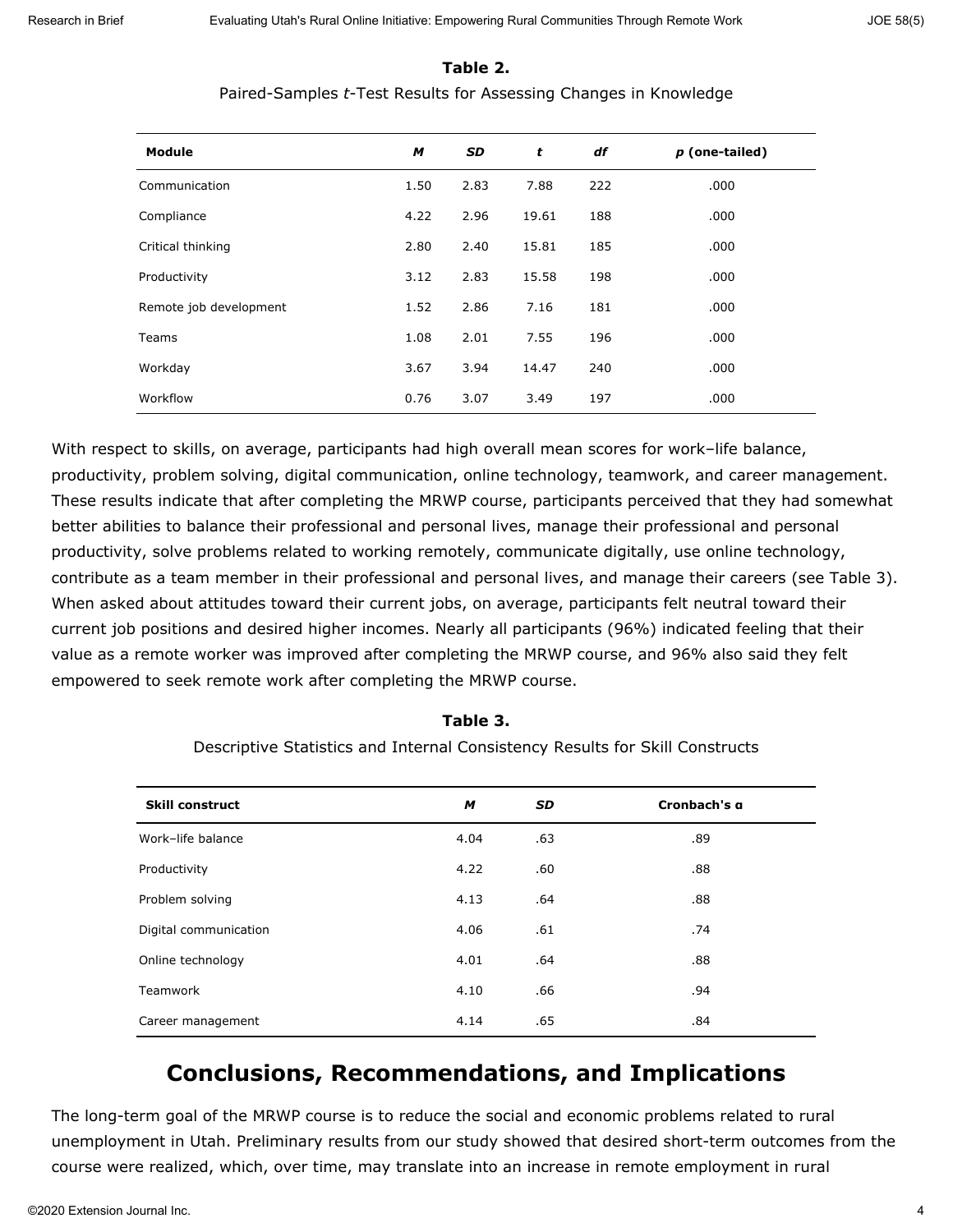**Table 2.**

Paired-Samples *t*-Test Results for Assessing Changes in Knowledge

| Module | *M* | *SD* | *t* | *df* | *p* (one-tailed) |
|---|---|---|---|---|---|
| Communication | 1.50 | 2.83 | 7.88 | 222 | .000 |
| Compliance | 4.22 | 2.96 | 19.61 | 188 | .000 |
| Critical thinking | 2.80 | 2.40 | 15.81 | 185 | .000 |
| Productivity | 3.12 | 2.83 | 15.58 | 198 | .000 |
| Remote job development | 1.52 | 2.86 | 7.16 | 181 | .000 |
| Teams | 1.08 | 2.01 | 7.55 | 196 | .000 |
| Workday | 3.67 | 3.94 | 14.47 | 240 | .000 |
| Workflow | 0.76 | 3.07 | 3.49 | 197 | .000 |

With respect to skills, on average, participants had high overall mean scores for work–life balance, productivity, problem solving, digital communication, online technology, teamwork, and career management. These results indicate that after completing the MRWP course, participants perceived that they had somewhat better abilities to balance their professional and personal lives, manage their professional and personal productivity, solve problems related to working remotely, communicate digitally, use online technology, contribute as a team member in their professional and personal lives, and manage their careers (see Table 3). When asked about attitudes toward their current jobs, on average, participants felt neutral toward their current job positions and desired higher incomes. Nearly all participants (96%) indicated feeling that their value as a remote worker was improved after completing the MRWP course, and 96% also said they felt empowered to seek remote work after completing the MRWP course.

**Table 3.**

Descriptive Statistics and Internal Consistency Results for Skill Constructs

| Skill construct | *M* | *SD* | Cronbach's α |
|---|---|---|---|
| Work–life balance | 4.04 | .63 | .89 |
| Productivity | 4.22 | .60 | .88 |
| Problem solving | 4.13 | .64 | .88 |
| Digital communication | 4.06 | .61 | .74 |
| Online technology | 4.01 | .64 | .88 |
| Teamwork | 4.10 | .66 | .94 |
| Career management | 4.14 | .65 | .84 |

# Conclusions, Recommendations, and Implications

The long-term goal of the MRWP course is to reduce the social and economic problems related to rural unemployment in Utah. Preliminary results from our study showed that desired short-term outcomes from the course were realized, which, over time, may translate into an increase in remote employment in rural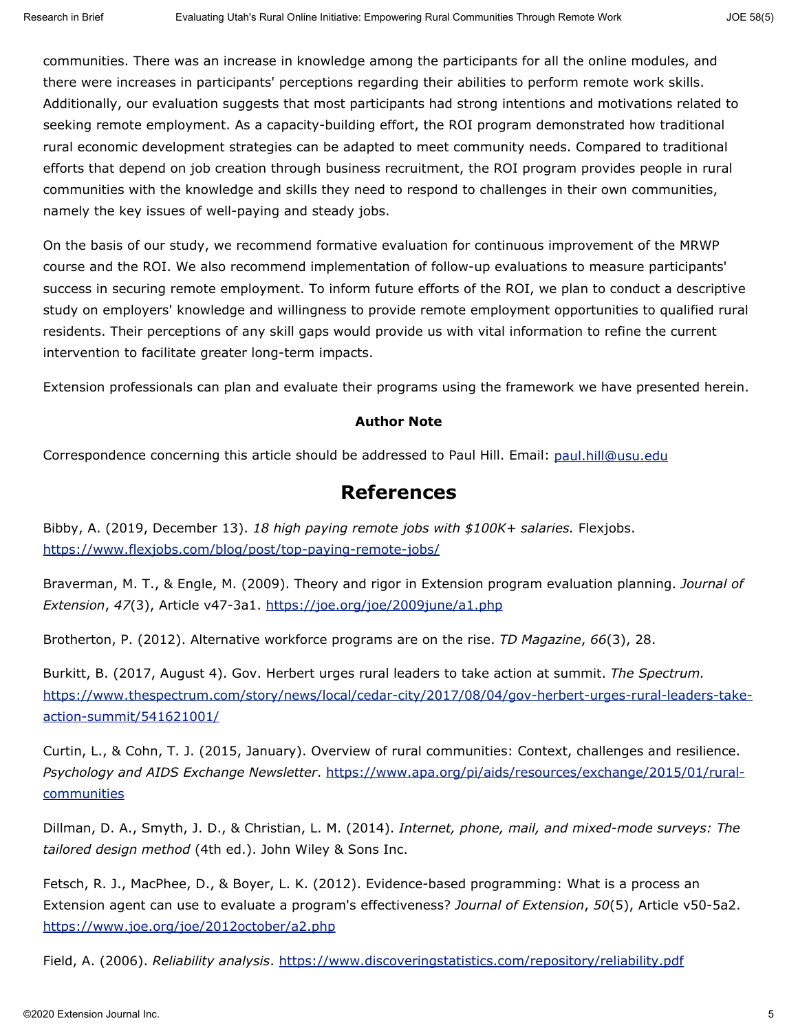communities. There was an increase in knowledge among the participants for all the online modules, and there were increases in participants' perceptions regarding their abilities to perform remote work skills. Additionally, our evaluation suggests that most participants had strong intentions and motivations related to seeking remote employment. As a capacity-building effort, the ROI program demonstrated how traditional rural economic development strategies can be adapted to meet community needs. Compared to traditional efforts that depend on job creation through business recruitment, the ROI program provides people in rural communities with the knowledge and skills they need to respond to challenges in their own communities, namely the key issues of well-paying and steady jobs.

On the basis of our study, we recommend formative evaluation for continuous improvement of the MRWP course and the ROI. We also recommend implementation of follow-up evaluations to measure participants' success in securing remote employment. To inform future efforts of the ROI, we plan to conduct a descriptive study on employers' knowledge and willingness to provide remote employment opportunities to qualified rural residents. Their perceptions of any skill gaps would provide us with vital information to refine the current intervention to facilitate greater long-term impacts.

Extension professionals can plan and evaluate their programs using the framework we have presented herein.

**Author Note**

Correspondence concerning this article should be addressed to Paul Hill. Email: paul.hill@usu.edu

## References

Bibby, A. (2019, December 13). *18 high paying remote jobs with $100K+ salaries.* Flexjobs. https://www.flexjobs.com/blog/post/top-paying-remote-jobs/

Braverman, M. T., & Engle, M. (2009). Theory and rigor in Extension program evaluation planning. *Journal of Extension*, *47*(3), Article v47-3a1. https://joe.org/joe/2009june/a1.php

Brotherton, P. (2012). Alternative workforce programs are on the rise. *TD Magazine*, *66*(3), 28.

Burkitt, B. (2017, August 4). Gov. Herbert urges rural leaders to take action at summit. *The Spectrum.* https://www.thespectrum.com/story/news/local/cedar-city/2017/08/04/gov-herbert-urges-rural-leaders-take-action-summit/541621001/

Curtin, L., & Cohn, T. J. (2015, January). Overview of rural communities: Context, challenges and resilience. *Psychology and AIDS Exchange Newsletter*. https://www.apa.org/pi/aids/resources/exchange/2015/01/rural-communities

Dillman, D. A., Smyth, J. D., & Christian, L. M. (2014). *Internet, phone, mail, and mixed-mode surveys: The tailored design method* (4th ed.). John Wiley & Sons Inc.

Fetsch, R. J., MacPhee, D., & Boyer, L. K. (2012). Evidence-based programming: What is a process an Extension agent can use to evaluate a program's effectiveness? *Journal of Extension*, *50*(5), Article v50-5a2. https://www.joe.org/joe/2012october/a2.php

Field, A. (2006). *Reliability analysis*. https://www.discoveringstatistics.com/repository/reliability.pdf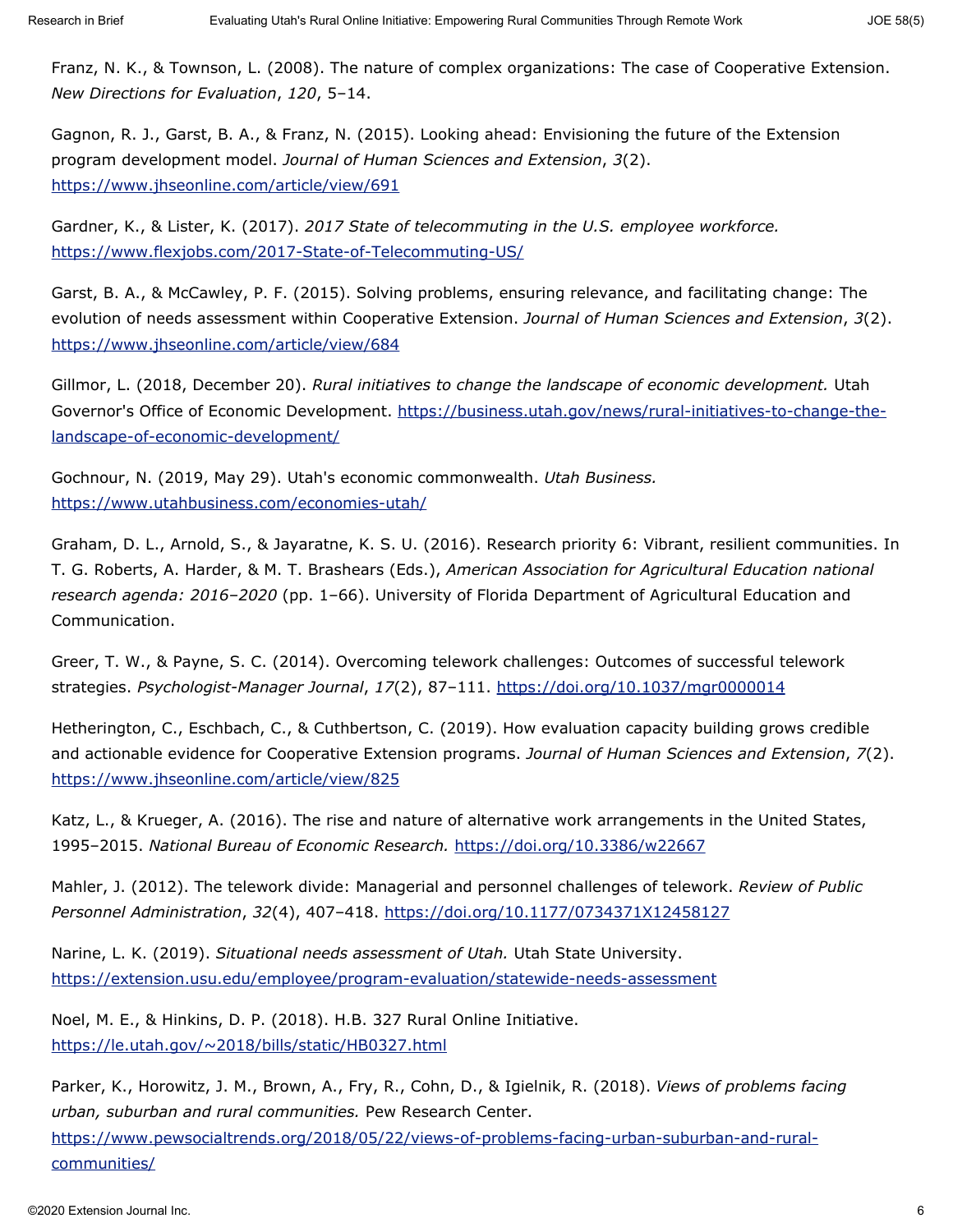Franz, N. K., & Townson, L. (2008). The nature of complex organizations: The case of Cooperative Extension. *New Directions for Evaluation*, *120*, 5–14.

Gagnon, R. J., Garst, B. A., & Franz, N. (2015). Looking ahead: Envisioning the future of the Extension program development model. *Journal of Human Sciences and Extension*, *3*(2). https://www.jhseonline.com/article/view/691

Gardner, K., & Lister, K. (2017). *2017 State of telecommuting in the U.S. employee workforce.* https://www.flexjobs.com/2017-State-of-Telecommuting-US/

Garst, B. A., & McCawley, P. F. (2015). Solving problems, ensuring relevance, and facilitating change: The evolution of needs assessment within Cooperative Extension. *Journal of Human Sciences and Extension*, *3*(2). https://www.jhseonline.com/article/view/684

Gillmor, L. (2018, December 20). *Rural initiatives to change the landscape of economic development.* Utah Governor's Office of Economic Development. https://business.utah.gov/news/rural-initiatives-to-change-the-landscape-of-economic-development/

Gochnour, N. (2019, May 29). Utah's economic commonwealth. *Utah Business.* https://www.utahbusiness.com/economies-utah/

Graham, D. L., Arnold, S., & Jayaratne, K. S. U. (2016). Research priority 6: Vibrant, resilient communities. In T. G. Roberts, A. Harder, & M. T. Brashears (Eds.), *American Association for Agricultural Education national research agenda: 2016–2020* (pp. 1–66). University of Florida Department of Agricultural Education and Communication.

Greer, T. W., & Payne, S. C. (2014). Overcoming telework challenges: Outcomes of successful telework strategies. *Psychologist-Manager Journal*, *17*(2), 87–111. https://doi.org/10.1037/mgr0000014

Hetherington, C., Eschbach, C., & Cuthbertson, C. (2019). How evaluation capacity building grows credible and actionable evidence for Cooperative Extension programs. *Journal of Human Sciences and Extension*, *7*(2). https://www.jhseonline.com/article/view/825

Katz, L., & Krueger, A. (2016). The rise and nature of alternative work arrangements in the United States, 1995–2015. *National Bureau of Economic Research.* https://doi.org/10.3386/w22667

Mahler, J. (2012). The telework divide: Managerial and personnel challenges of telework. *Review of Public Personnel Administration*, *32*(4), 407–418. https://doi.org/10.1177/0734371X12458127

Narine, L. K. (2019). *Situational needs assessment of Utah.* Utah State University. https://extension.usu.edu/employee/program-evaluation/statewide-needs-assessment

Noel, M. E., & Hinkins, D. P. (2018). H.B. 327 Rural Online Initiative. https://le.utah.gov/~2018/bills/static/HB0327.html

Parker, K., Horowitz, J. M., Brown, A., Fry, R., Cohn, D., & Igielnik, R. (2018). *Views of problems facing urban, suburban and rural communities.* Pew Research Center. https://www.pewsocialtrends.org/2018/05/22/views-of-problems-facing-urban-suburban-and-rural-communities/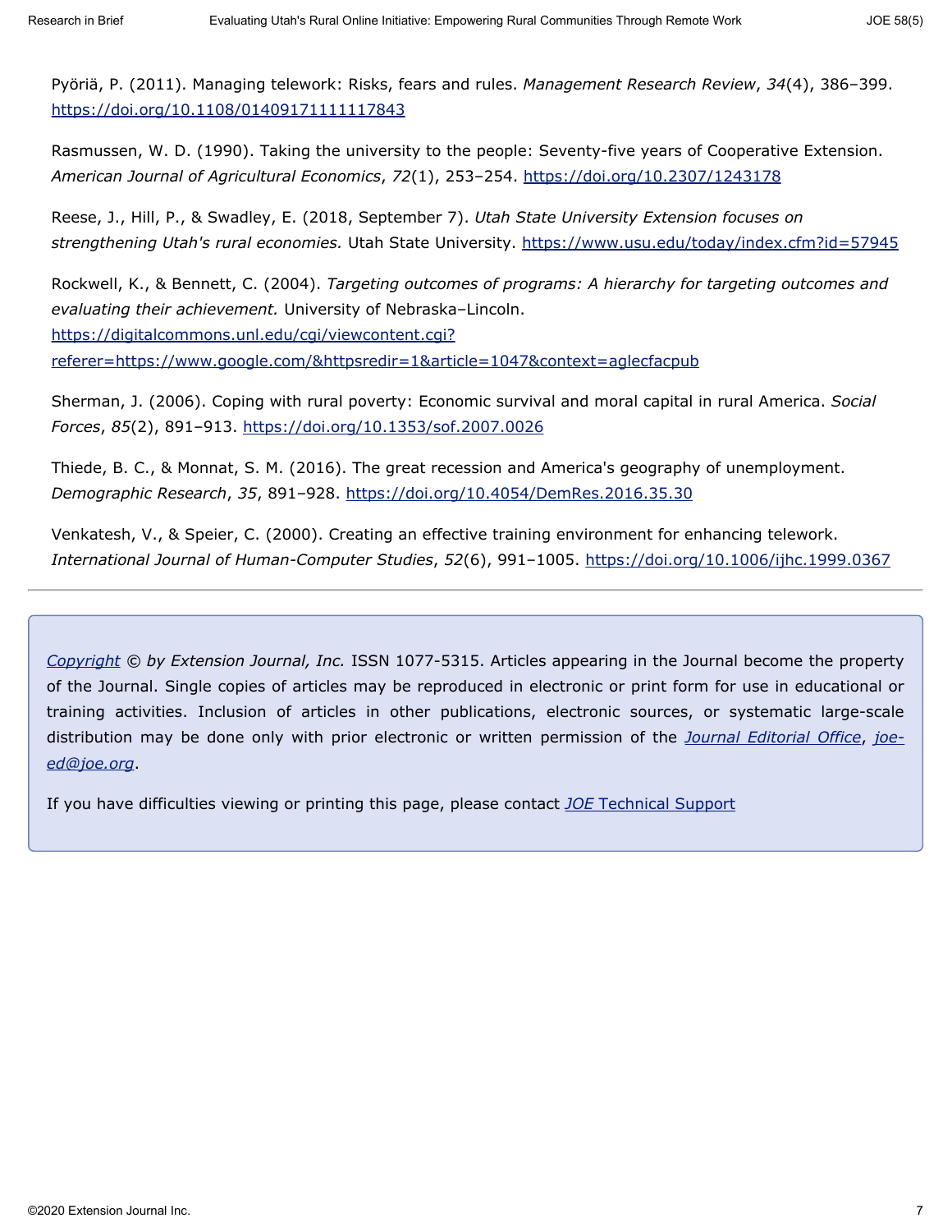Pyöriä, P. (2011). Managing telework: Risks, fears and rules. *Management Research Review*, *34*(4), 386–399. https://doi.org/10.1108/01409171111117843

Rasmussen, W. D. (1990). Taking the university to the people: Seventy-five years of Cooperative Extension. *American Journal of Agricultural Economics*, *72*(1), 253–254. https://doi.org/10.2307/1243178

Reese, J., Hill, P., & Swadley, E. (2018, September 7). *Utah State University Extension focuses on strengthening Utah's rural economies.* Utah State University. https://www.usu.edu/today/index.cfm?id=57945

Rockwell, K., & Bennett, C. (2004). *Targeting outcomes of programs: A hierarchy for targeting outcomes and evaluating their achievement.* University of Nebraska–Lincoln. https://digitalcommons.unl.edu/cgi/viewcontent.cgi?referer=https://www.google.com/&httpsredir=1&article=1047&context=aglecfacpub

Sherman, J. (2006). Coping with rural poverty: Economic survival and moral capital in rural America. *Social Forces*, *85*(2), 891–913. https://doi.org/10.1353/sof.2007.0026

Thiede, B. C., & Monnat, S. M. (2016). The great recession and America's geography of unemployment. *Demographic Research*, *35*, 891–928. https://doi.org/10.4054/DemRes.2016.35.30

Venkatesh, V., & Speier, C. (2000). Creating an effective training environment for enhancing telework. *International Journal of Human-Computer Studies*, *52*(6), 991–1005. https://doi.org/10.1006/ijhc.1999.0367

---

*Copyright © by Extension Journal, Inc.* ISSN 1077-5315. Articles appearing in the Journal become the property of the Journal. Single copies of articles may be reproduced in electronic or print form for use in educational or training activities. Inclusion of articles in other publications, electronic sources, or systematic large-scale distribution may be done only with prior electronic or written permission of the *Journal Editorial Office*, *joe-ed@joe.org*.

If you have difficulties viewing or printing this page, please contact *JOE* Technical Support